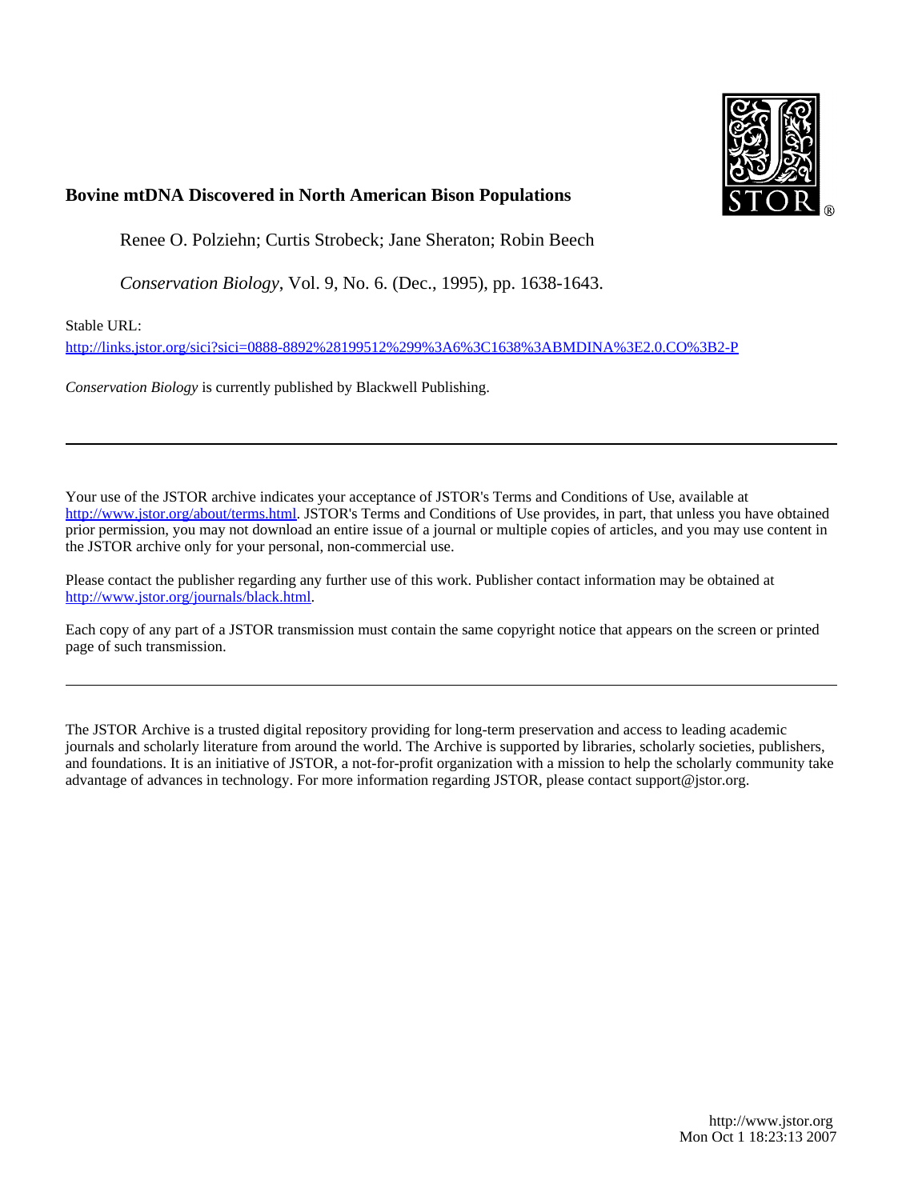# Bovine mtDNA Discovered in North American Bison Populations

Renee O. Polziehn; Curtis Strobeck; Jane Sheraton; Robin Beech

*Conservation Biology*, Vol. 9, No. 6. (Dec., 1995), pp. 1638-1643.

Stable URL:

http://links.jstor.org/sici?sici=0888-8892%28199512%299%3A6%3C1638%3ABMDINA%3E2.0.CO%3B2-P

*Conservation Biology* is currently published by Blackwell Publishing.

---

Your use of the JSTOR archive indicates your acceptance of JSTOR's Terms and Conditions of Use, available at http://www.jstor.org/about/terms.html. JSTOR's Terms and Conditions of Use provides, in part, that unless you have obtained prior permission, you may not download an entire issue of a journal or multiple copies of articles, and you may use content in the JSTOR archive only for your personal, non-commercial use.

Please contact the publisher regarding any further use of this work. Publisher contact information may be obtained at http://www.jstor.org/journals/black.html.

Each copy of any part of a JSTOR transmission must contain the same copyright notice that appears on the screen or printed page of such transmission.

---

The JSTOR Archive is a trusted digital repository providing for long-term preservation and access to leading academic journals and scholarly literature from around the world. The Archive is supported by libraries, scholarly societies, publishers, and foundations. It is an initiative of JSTOR, a not-for-profit organization with a mission to help the scholarly community take advantage of advances in technology. For more information regarding JSTOR, please contact support@jstor.org.

http://www.jstor.org
Mon Oct 1 18:23:13 2007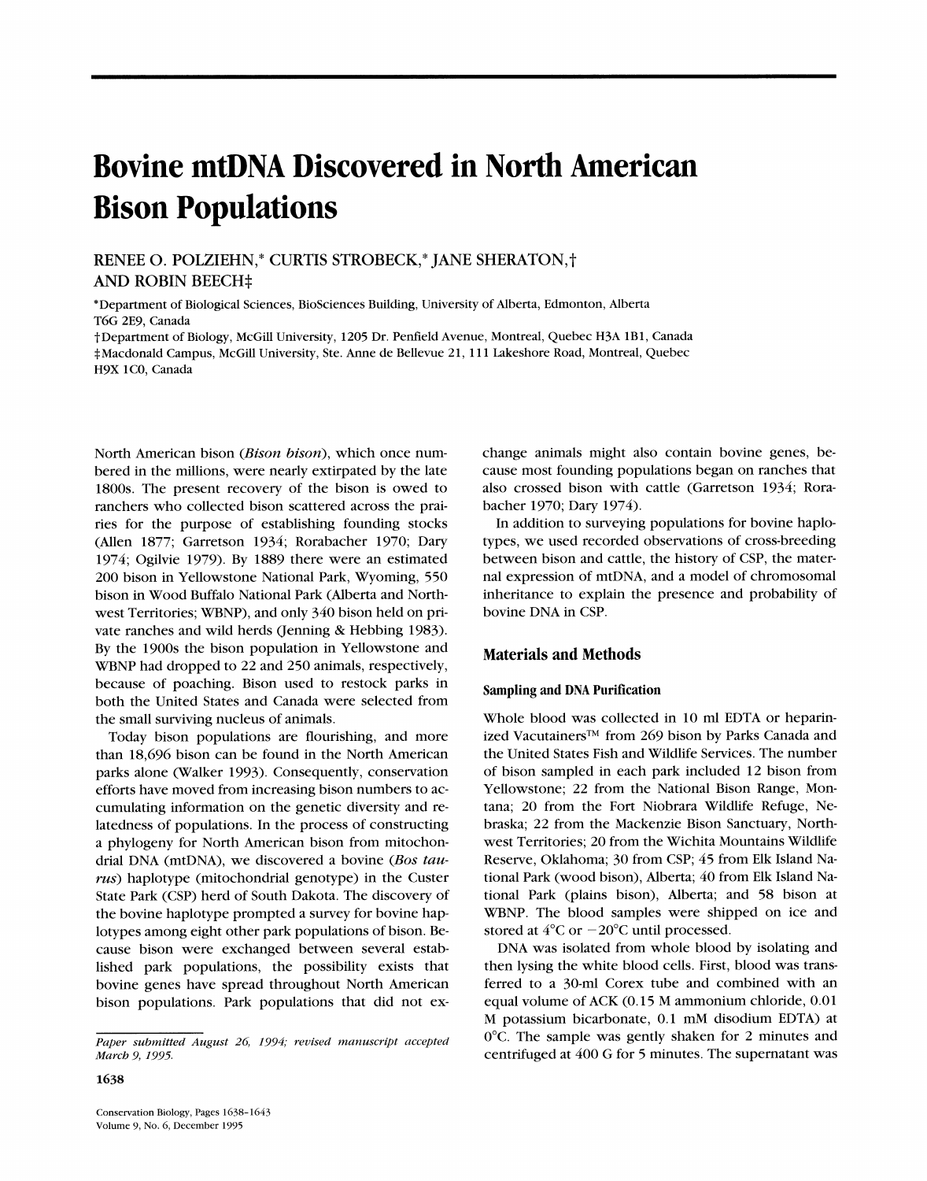# Bovine mtDNA Discovered in North American Bison Populations

RENEE O. POLZIEHN,* CURTIS STROBECK,* JANE SHERATON,† AND ROBIN BEECH‡

*Department of Biological Sciences, BioSciences Building, University of Alberta, Edmonton, Alberta T6G 2E9, Canada

†Department of Biology, McGill University, 1205 Dr. Penfield Avenue, Montreal, Quebec H3A 1B1, Canada

‡Macdonald Campus, McGill University, Ste. Anne de Bellevue 21, 111 Lakeshore Road, Montreal, Quebec H9X 1C0, Canada

North American bison (*Bison bison*), which once numbered in the millions, were nearly extirpated by the late 1800s. The present recovery of the bison is owed to ranchers who collected bison scattered across the prairies for the purpose of establishing founding stocks (Allen 1877; Garretson 1934; Rorabacher 1970; Dary 1974; Ogilvie 1979). By 1889 there were an estimated 200 bison in Yellowstone National Park, Wyoming, 550 bison in Wood Buffalo National Park (Alberta and Northwest Territories; WBNP), and only 340 bison held on private ranches and wild herds (Jenning & Hebbing 1983). By the 1900s the bison population in Yellowstone and WBNP had dropped to 22 and 250 animals, respectively, because of poaching. Bison used to restock parks in both the United States and Canada were selected from the small surviving nucleus of animals.

Today bison populations are flourishing, and more than 18,696 bison can be found in the North American parks alone (Walker 1993). Consequently, conservation efforts have moved from increasing bison numbers to accumulating information on the genetic diversity and relatedness of populations. In the process of constructing a phylogeny for North American bison from mitochondrial DNA (mtDNA), we discovered a bovine (*Bos taurus*) haplotype (mitochondrial genotype) in the Custer State Park (CSP) herd of South Dakota. The discovery of the bovine haplotype prompted a survey for bovine haplotypes among eight other park populations of bison. Because bison were exchanged between several established park populations, the possibility exists that bovine genes have spread throughout North American bison populations. Park populations that did not exchange animals might also contain bovine genes, because most founding populations began on ranches that also crossed bison with cattle (Garretson 1934; Rorabacher 1970; Dary 1974).

In addition to surveying populations for bovine haplotypes, we used recorded observations of cross-breeding between bison and cattle, the history of CSP, the maternal expression of mtDNA, and a model of chromosomal inheritance to explain the presence and probability of bovine DNA in CSP.

*Paper submitted August 26, 1994; revised manuscript accepted March 9, 1995.*

## Materials and Methods

### Sampling and DNA Purification

Whole blood was collected in 10 ml EDTA or heparinized Vacutainers™ from 269 bison by Parks Canada and the United States Fish and Wildlife Services. The number of bison sampled in each park included 12 bison from Yellowstone; 22 from the National Bison Range, Montana; 20 from the Fort Niobrara Wildlife Refuge, Nebraska; 22 from the Mackenzie Bison Sanctuary, Northwest Territories; 20 from the Wichita Mountains Wildlife Reserve, Oklahoma; 30 from CSP; 45 from Elk Island National Park (wood bison), Alberta; 40 from Elk Island National Park (plains bison), Alberta; and 58 bison at WBNP. The blood samples were shipped on ice and stored at 4°C or −20°C until processed.

DNA was isolated from whole blood by isolating and then lysing the white blood cells. First, blood was transferred to a 30-ml Corex tube and combined with an equal volume of ACK (0.15 M ammonium chloride, 0.01 M potassium bicarbonate, 0.1 mM disodium EDTA) at 0°C. The sample was gently shaken for 2 minutes and centrifuged at 400 G for 5 minutes. The supernatant was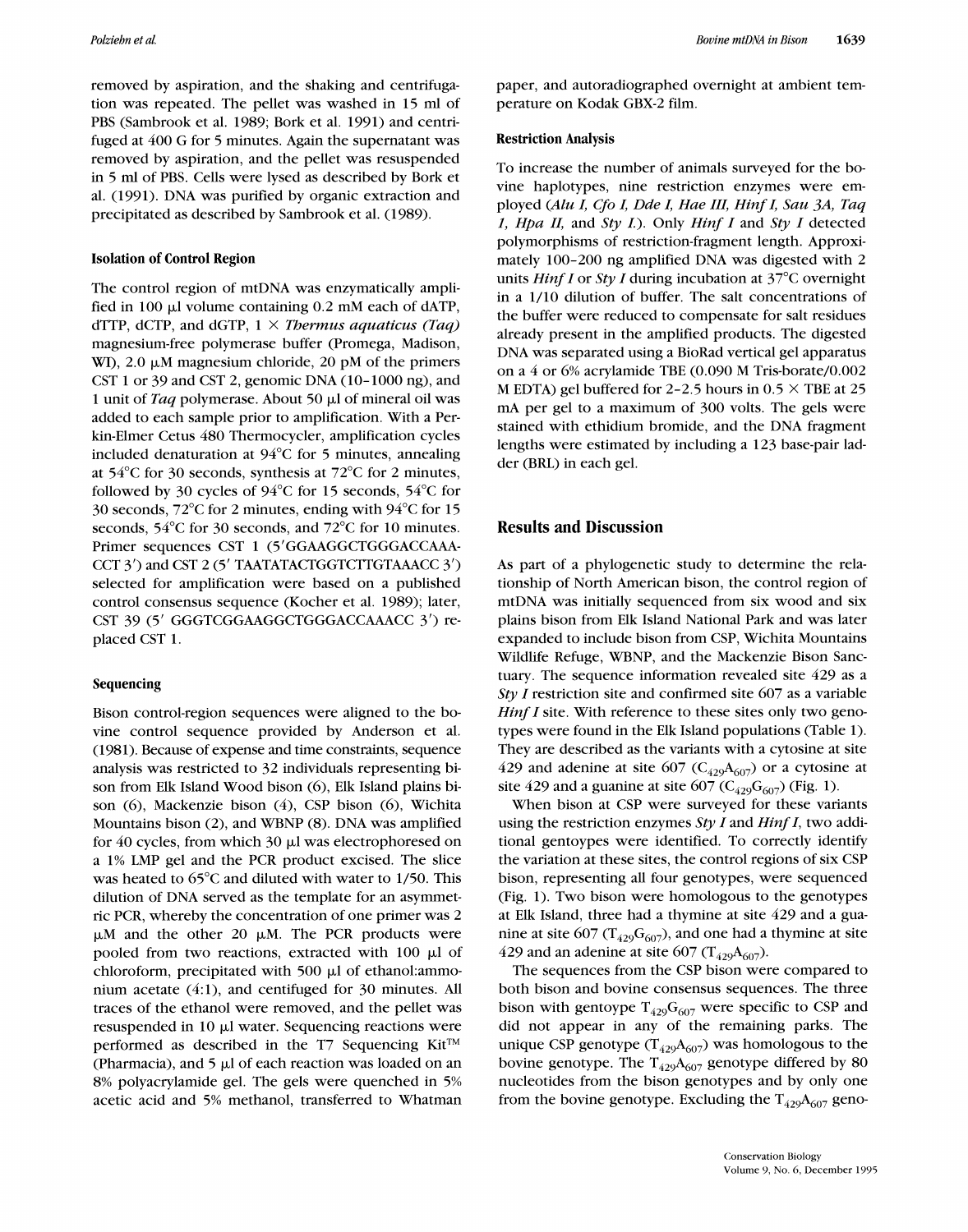removed by aspiration, and the shaking and centrifugation was repeated. The pellet was washed in 15 ml of PBS (Sambrook et al. 1989; Bork et al. 1991) and centrifuged at 400 G for 5 minutes. Again the supernatant was removed by aspiration, and the pellet was resuspended in 5 ml of PBS. Cells were lysed as described by Bork et al. (1991). DNA was purified by organic extraction and precipitated as described by Sambrook et al. (1989).

### Isolation of Control Region

The control region of mtDNA was enzymatically amplified in 100 μl volume containing 0.2 mM each of dATP, dTTP, dCTP, and dGTP, 1 × *Thermus aquaticus (Taq)* magnesium-free polymerase buffer (Promega, Madison, WI), 2.0 μM magnesium chloride, 20 pM of the primers CST 1 or 39 and CST 2, genomic DNA (10–1000 ng), and 1 unit of *Taq* polymerase. About 50 μl of mineral oil was added to each sample prior to amplification. With a Perkin-Elmer Cetus 480 Thermocycler, amplification cycles included denaturation at 94°C for 5 minutes, annealing at 54°C for 30 seconds, synthesis at 72°C for 2 minutes, followed by 30 cycles of 94°C for 15 seconds, 54°C for 30 seconds, 72°C for 2 minutes, ending with 94°C for 15 seconds, 54°C for 30 seconds, and 72°C for 10 minutes. Primer sequences CST 1 (5′GGAAGGCTGGGACCAAACCT 3′) and CST 2 (5′ TAATATACTGGTCTTGTAAACC 3′) selected for amplification were based on a published control consensus sequence (Kocher et al. 1989); later, CST 39 (5′ GGGTCGGAAGGCTGGGACCAAACC 3′) replaced CST 1.

### Sequencing

Bison control-region sequences were aligned to the bovine control sequence provided by Anderson et al. (1981). Because of expense and time constraints, sequence analysis was restricted to 32 individuals representing bison from Elk Island Wood bison (6), Elk Island plains bison (6), Mackenzie bison (4), CSP bison (6), Wichita Mountains bison (2), and WBNP (8). DNA was amplified for 40 cycles, from which 30 μl was electrophoresed on a 1% LMP gel and the PCR product excised. The slice was heated to 65°C and diluted with water to 1/50. This dilution of DNA served as the template for an asymmetric PCR, whereby the concentration of one primer was 2 μM and the other 20 μM. The PCR products were pooled from two reactions, extracted with 100 μl of chloroform, precipitated with 500 μl of ethanol:ammonium acetate (4:1), and centifuged for 30 minutes. All traces of the ethanol were removed, and the pellet was resuspended in 10 μl water. Sequencing reactions were performed as described in the T7 Sequencing Kit™ (Pharmacia), and 5 μl of each reaction was loaded on an 8% polyacrylamide gel. The gels were quenched in 5% acetic acid and 5% methanol, transferred to Whatman paper, and autoradiographed overnight at ambient temperature on Kodak GBX-2 film.

### Restriction Analysis

To increase the number of animals surveyed for the bovine haplotypes, nine restriction enzymes were employed (*Alu I, Cfo I, Dde I, Hae III, Hinf I, Sau 3A, Taq 1, Hpa II,* and *Sty I.*). Only *Hinf I* and *Sty I* detected polymorphisms of restriction-fragment length. Approximately 100–200 ng amplified DNA was digested with 2 units *Hinf I* or *Sty I* during incubation at 37°C overnight in a 1/10 dilution of buffer. The salt concentrations of the buffer were reduced to compensate for salt residues already present in the amplified products. The digested DNA was separated using a BioRad vertical gel apparatus on a 4 or 6% acrylamide TBE (0.090 M Tris-borate/0.002 M EDTA) gel buffered for 2–2.5 hours in 0.5 × TBE at 25 mA per gel to a maximum of 300 volts. The gels were stained with ethidium bromide, and the DNA fragment lengths were estimated by including a 123 base-pair ladder (BRL) in each gel.

## Results and Discussion

As part of a phylogenetic study to determine the relationship of North American bison, the control region of mtDNA was initially sequenced from six wood and six plains bison from Elk Island National Park and was later expanded to include bison from CSP, Wichita Mountains Wildlife Refuge, WBNP, and the Mackenzie Bison Sanctuary. The sequence information revealed site 429 as a *Sty I* restriction site and confirmed site 607 as a variable *Hinf I* site. With reference to these sites only two genotypes were found in the Elk Island populations (Table 1). They are described as the variants with a cytosine at site 429 and adenine at site 607 ($C_{429}A_{607}$) or a cytosine at site 429 and a guanine at site 607 ($C_{429}G_{607}$) (Fig. 1).

When bison at CSP were surveyed for these variants using the restriction enzymes *Sty I* and *Hinf I*, two additional gentoypes were identified. To correctly identify the variation at these sites, the control regions of six CSP bison, representing all four genotypes, were sequenced (Fig. 1). Two bison were homologous to the genotypes at Elk Island, three had a thymine at site 429 and a guanine at site 607 ($T_{429}G_{607}$), and one had a thymine at site 429 and an adenine at site 607 ($T_{429}A_{607}$).

The sequences from the CSP bison were compared to both bison and bovine consensus sequences. The three bison with gentoype $T_{429}G_{607}$ were specific to CSP and did not appear in any of the remaining parks. The unique CSP genotype ($T_{429}A_{607}$) was homologous to the bovine genotype. The $T_{429}A_{607}$ genotype differed by 80 nucleotides from the bison genotypes and by only one from the bovine genotype. Excluding the $T_{429}A_{607}$ geno-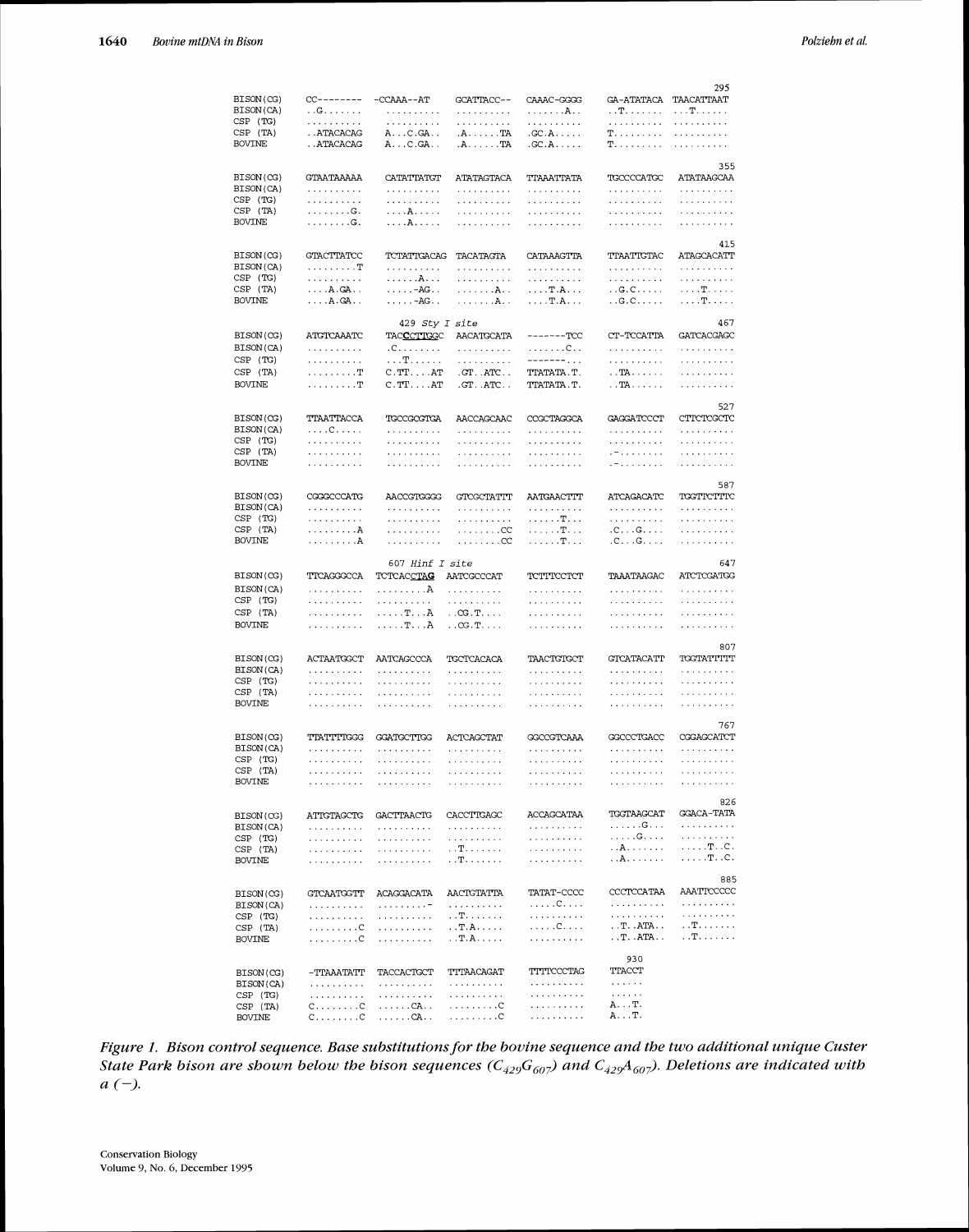```
                                                                                    295
BISON(CG)    CC--------  -CCAAA--AT   GCATTACC--   CAAAC-GGGG   GA-ATATACA  TAACATTAAT
BISON(CA)    ..G.......  ..........   ..........   .......A..   ..T.......  ...T......
CSP (TG)     ..........  ..........   ..........   ..........   ..........  ..........
CSP (TA)     ..ATACACAG  A...C.GA..   .A......TA   .GC.A.....   T.........  ..........
BOVINE       ..ATACACAG  A...C.GA..   .A......TA   .GC.A.....   T.........  ..........

                                                                                    355
BISON(CG)    GTAATAAAAA  CATATTATGT   ATATAGTACA   TTAAATTATA   TGCCCCATGC  ATATAAGCAA
BISON(CA)    ..........  ..........   ..........   ..........   ..........  ..........
CSP (TG)     ..........  ..........   ..........   ..........   ..........  ..........
CSP (TA)     ........G.  ....A.....   ..........   ..........   ..........  ..........
BOVINE       ........G.  ....A.....   ..........   ..........   ..........  ..........

                                                                                    415
BISON(CG)    GTACTTATCC  TCTATTGACAG  TACATAGTA   CATAAAGTTA   TTAATTGTAC  ATAGCACATT
BISON(CA)    .........T  ..........   ..........   ..........   ..........  ..........
CSP (TG)     ..........  ......A...   ..........   ..........   ..........  ..........
CSP (TA)     ....A.GA..  .....-AG..   .......A..   ....T.A...   ..G.C.....  ....T.....
BOVINE       ....A.GA..  .....-AG..   .......A..   ....T.A...   ..G.C.....  ....T.....

                          429 Sty I site                                            467
BISON(CG)    ATGTCAAATC  TACCCTTGGC   AACATGCATA   -------TCC   CT-TCCATTA  GATCACGAGC
BISON(CA)    ..........  .C........   ..........   .......C..   ..........  ..........
CSP (TG)     ..........  ...T......   ..........   -------...   ..........  ..........
CSP (TA)     .........T  C.TT....AT   .GT..ATC..   TTATATA.T.   ..TA......  ..........
BOVINE       .........T  C.TT....AT   .GT..ATC..   TTATATA.T.   ..TA......  ..........

                                                                                    527
BISON(CG)    TTAATTACCA  TGCCGCGTGA   AACCAGCAAC   CCGCTAGGCA   GAGGATCCCT  CTTCTCGCTC
BISON(CA)    ....C.....  ..........   ..........   ..........   ..........  ..........
CSP (TG)     ..........  ..........   ..........   ..........   ..........  ..........
CSP (TA)     ..........  ..........   ..........   ..........   .-........  ..........
BOVINE       ..........  ..........   ..........   ..........   .-........  ..........

                                                                                    587
BISON(CG)    CGGGCCCATG  AACCGTGGGG   GTCGCTATTT   AATGAACTTT   ATCAGACATC  TGGTTCTTTC
BISON(CA)    ..........  ..........   ..........   ..........   ..........  ..........
CSP (TG)     ..........  ..........   ..........   ......T...   ..........  ..........
CSP (TA)     .........A  ..........   ........CC   ......T...   .C...G....  ..........
BOVINE       .........A  ..........   ........CC   ......T...   .C...G....  ..........

                          607 Hinf I site                                           647
BISON(CG)    TTCAGGGCCA  TCTCACCTAG   AATCGCCCAT   TCTTTCCTCT   TAAATAAGAC  ATCTCGATGG
BISON(CA)    ..........  .........A   ..........   ..........   ..........  ..........
CSP (TG)     ..........  ..........   ..........   ..........   ..........  ..........
CSP (TA)     ..........  .....T...A   ..CG.T....   ..........   ..........  ..........
BOVINE       ..........  .....T...A   ..CG.T....   ..........   ..........  ..........

                                                                                    807
BISON(CG)    ACTAATGGCT  AATCAGCCCA   TGCTCACACA   TAACTGTGCT   GTCATACATT  TGGTATTTTT
BISON(CA)    ..........  ..........   ..........   ..........   ..........  ..........
CSP (TG)     ..........  ..........   ..........   ..........   ..........  ..........
CSP (TA)     ..........  ..........   ..........   ..........   ..........  ..........
BOVINE       ..........  ..........   ..........   ..........   ..........  ..........

                                                                                    767
BISON(CG)    TTATTTTGGG  GGATGCTTGG   ACTCAGCTAT   GGCCGTCAAA   GGCCCTGACC  CGGAGCATCT
BISON(CA)    ..........  ..........   ..........   ..........   ..........  ..........
CSP (TG)     ..........  ..........   ..........   ..........   ..........  ..........
CSP (TA)     ..........  ..........   ..........   ..........   ..........  ..........
BOVINE       ..........  ..........   ..........   ..........   ..........  ..........

                                                                                    826
BISON(CG)    ATTGTAGCTG  GACTTAACTG   CACCTTGAGC   ACCAGCATAA   TGGTAAGCAT  GGACA-TATA
BISON(CA)    ..........  ..........   ..........   ..........   ......G...  ..........
CSP (TG)     ..........  ..........   ..........   ..........   .....G....  ..........
CSP (TA)     ..........  ..........   ..T.......   ..........   ..A.......  .....T..C.
BOVINE       ..........  ..........   ..T.......   ..........   ..A.......  .....T..C.

                                                                                    885
BISON(CG)    GTCAATGGTT  ACAGGACATA   AACTGTATTA   TATAT-CCCC   CCCTCCATAA  AAATTCCCCC
BISON(CA)    ..........  .........-   ..........   .....C....   ..........  ..........
CSP (TG)     ..........  ..........   ..T.......   ..........   ..........  ..........
CSP (TA)     .........C  ..........   ..T.A.....   .....C....   ..T..ATA..  ..T.......
BOVINE       .........C  ..........   ..T.A.....   ..........   ..T..ATA..  ..T.......

                                                                 930
BISON(CG)    -TTAAATATT  TACCACTGCT   TTTAACAGAT   TTTTCCCTAG   TTACCT
BISON(CA)    ..........  ..........   ..........   ..........   ......
CSP (TG)     ..........  ..........   ..........   ..........   ......
CSP (TA)     C........C  ......CA..   .........C   ..........   A...T.
BOVINE       C........C  ......CA..   .........C   ..........   A...T.
```

*Figure 1. Bison control sequence. Base substitutions for the bovine sequence and the two additional unique Custer State Park bison are shown below the bison sequences ($C_{429}G_{607}$) and $C_{429}A_{607}$). Deletions are indicated with a (−).*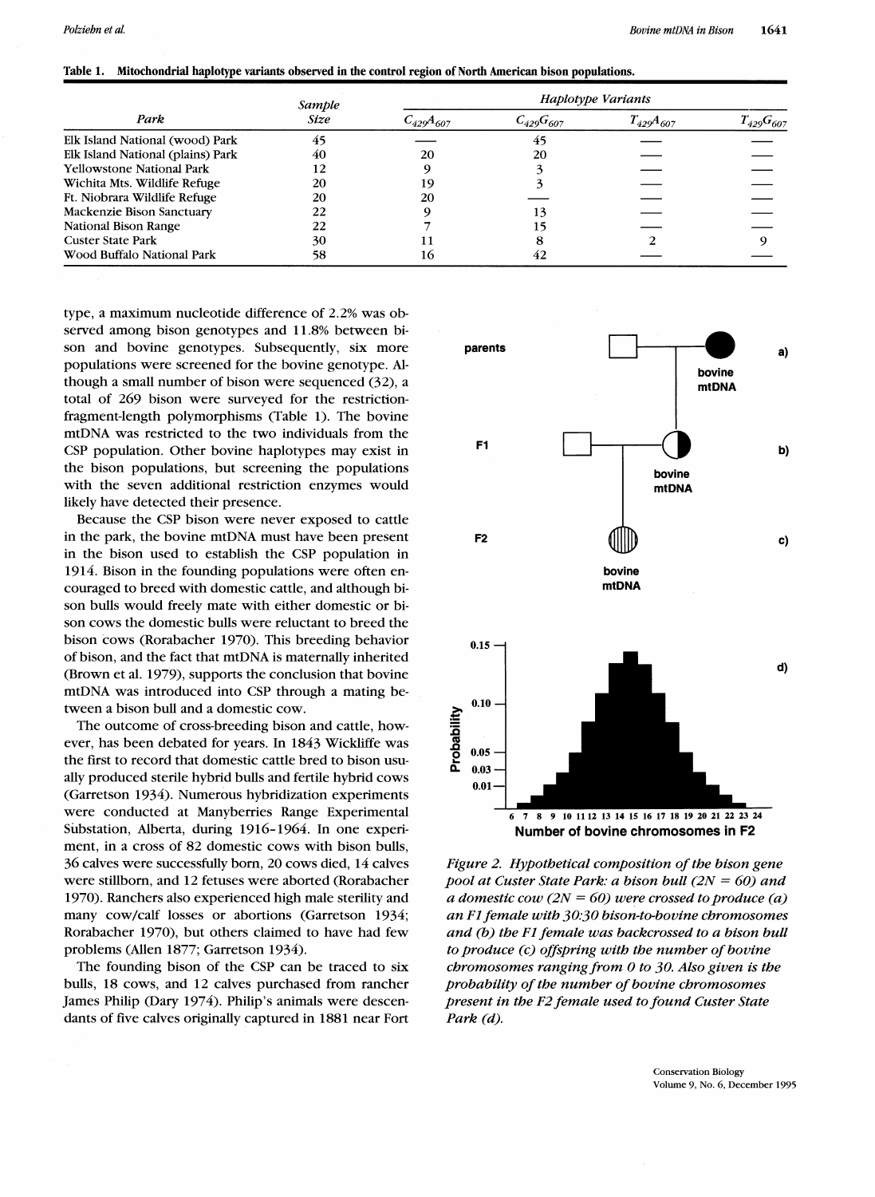**Table 1. Mitochondrial haplotype variants observed in the control region of North American bison populations.**

| Park | Sample Size | Haplotype Variants | | | |
|---|---|---|---|---|---|
| | | $C_{429}A_{607}$ | $C_{429}G_{607}$ | $T_{429}A_{607}$ | $T_{429}G_{607}$ |
| Elk Island National (wood) Park | 45 | — | 45 | — | — |
| Elk Island National (plains) Park | 40 | 20 | 20 | — | — |
| Yellowstone National Park | 12 | 9 | 3 | — | — |
| Wichita Mts. Wildlife Refuge | 20 | 19 | 3 | — | — |
| Ft. Niobrara Wildlife Refuge | 20 | 20 | — | — | — |
| Mackenzie Bison Sanctuary | 22 | 9 | 13 | — | — |
| National Bison Range | 22 | 7 | 15 | — | — |
| Custer State Park | 30 | 11 | 8 | 2 | 9 |
| Wood Buffalo National Park | 58 | 16 | 42 | — | — |

type, a maximum nucleotide difference of 2.2% was observed among bison genotypes and 11.8% between bison and bovine genotypes. Subsequently, six more populations were screened for the bovine genotype. Although a small number of bison were sequenced (32), a total of 269 bison were surveyed for the restriction-fragment-length polymorphisms (Table 1). The bovine mtDNA was restricted to the two individuals from the CSP population. Other bovine haplotypes may exist in the bison populations, but screening the populations with the seven additional restriction enzymes would likely have detected their presence.

Because the CSP bison were never exposed to cattle in the park, the bovine mtDNA must have been present in the bison used to establish the CSP population in 1914. Bison in the founding populations were often encouraged to breed with domestic cattle, and although bison bulls would freely mate with either domestic or bison cows the domestic bulls were reluctant to breed the bison cows (Rorabacher 1970). This breeding behavior of bison, and the fact that mtDNA is maternally inherited (Brown et al. 1979), supports the conclusion that bovine mtDNA was introduced into CSP through a mating between a bison bull and a domestic cow.

The outcome of cross-breeding bison and cattle, however, has been debated for years. In 1843 Wickliffe was the first to record that domestic cattle bred to bison usually produced sterile hybrid bulls and fertile hybrid cows (Garretson 1934). Numerous hybridization experiments were conducted at Manyberries Range Experimental Substation, Alberta, during 1916–1964. In one experiment, in a cross of 82 domestic cows with bison bulls, 36 calves were successfully born, 20 cows died, 14 calves were stillborn, and 12 fetuses were aborted (Rorabacher 1970). Ranchers also experienced high male sterility and many cow/calf losses or abortions (Garretson 1934; Rorabacher 1970), but others claimed to have had few problems (Allen 1877; Garretson 1934).

The founding bison of the CSP can be traced to six bulls, 18 cows, and 12 calves purchased from rancher James Philip (Dary 1974). Philip's animals were descendants of five calves originally captured in 1881 near Fort

*Figure 2. Hypothetical composition of the bison gene pool at Custer State Park: a bison bull (2N = 60) and a domestic cow (2N = 60) were crossed to produce (a) an F1 female with 30:30 bison-to-bovine chromosomes and (b) the F1 female was backcrossed to a bison bull to produce (c) offspring with the number of bovine chromosomes ranging from 0 to 30. Also given is the probability of the number of bovine chromosomes present in the F2 female used to found Custer State Park (d).*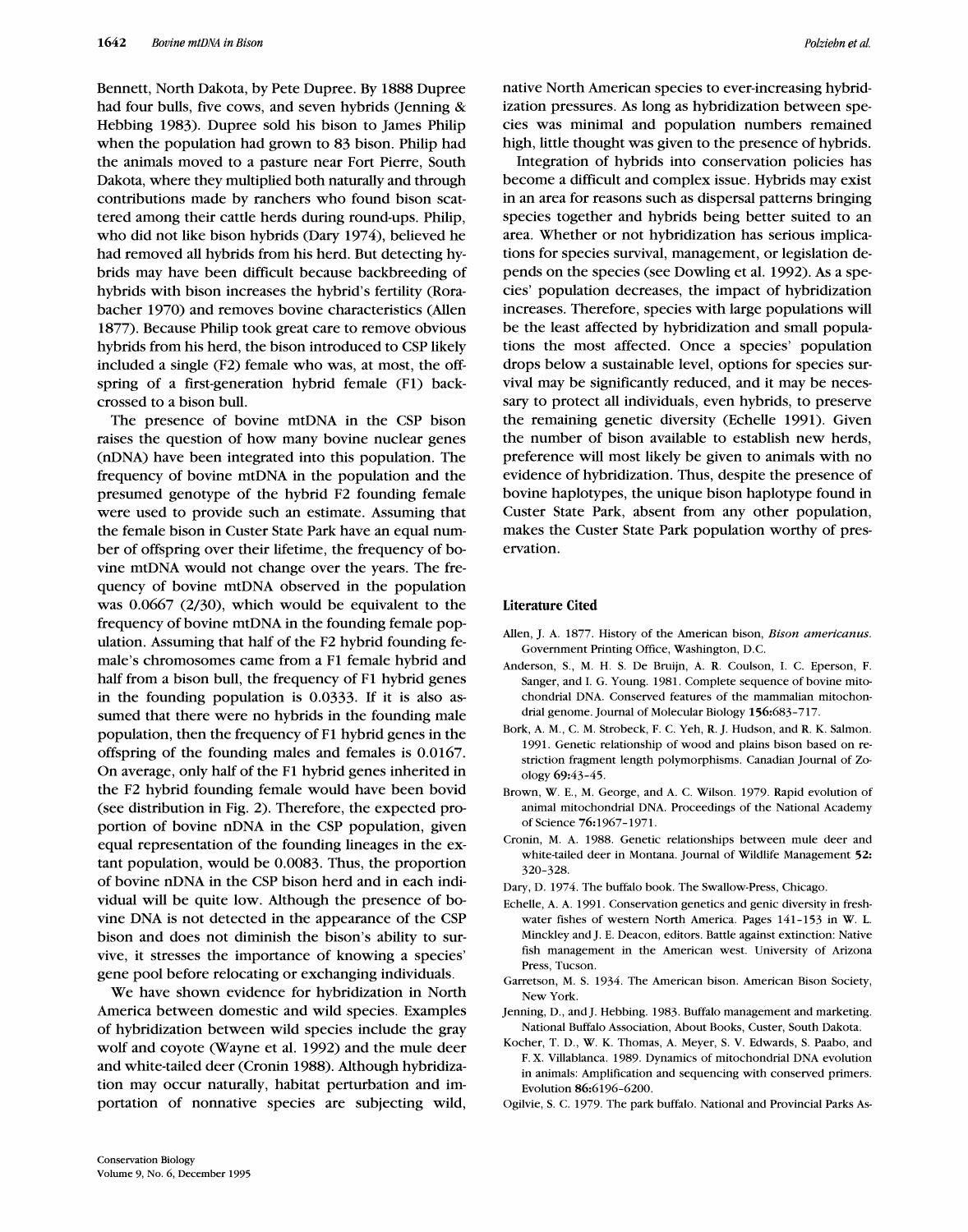Bennett, North Dakota, by Pete Dupree. By 1888 Dupree had four bulls, five cows, and seven hybrids (Jenning & Hebbing 1983). Dupree sold his bison to James Philip when the population had grown to 83 bison. Philip had the animals moved to a pasture near Fort Pierre, South Dakota, where they multiplied both naturally and through contributions made by ranchers who found bison scattered among their cattle herds during round-ups. Philip, who did not like bison hybrids (Dary 1974), believed he had removed all hybrids from his herd. But detecting hybrids may have been difficult because backbreeding of hybrids with bison increases the hybrid's fertility (Rorabacher 1970) and removes bovine characteristics (Allen 1877). Because Philip took great care to remove obvious hybrids from his herd, the bison introduced to CSP likely included a single (F2) female who was, at most, the offspring of a first-generation hybrid female (F1) backcrossed to a bison bull.

The presence of bovine mtDNA in the CSP bison raises the question of how many bovine nuclear genes (nDNA) have been integrated into this population. The frequency of bovine mtDNA in the population and the presumed genotype of the hybrid F2 founding female were used to provide such an estimate. Assuming that the female bison in Custer State Park have an equal number of offspring over their lifetime, the frequency of bovine mtDNA would not change over the years. The frequency of bovine mtDNA observed in the population was 0.0667 (2/30), which would be equivalent to the frequency of bovine mtDNA in the founding female population. Assuming that half of the F2 hybrid founding female's chromosomes came from a F1 female hybrid and half from a bison bull, the frequency of F1 hybrid genes in the founding population is 0.0333. If it is also assumed that there were no hybrids in the founding male population, then the frequency of F1 hybrid genes in the offspring of the founding males and females is 0.0167. On average, only half of the F1 hybrid genes inherited in the F2 hybrid founding female would have been bovid (see distribution in Fig. 2). Therefore, the expected proportion of bovine nDNA in the CSP population, given equal representation of the founding lineages in the extant population, would be 0.0083. Thus, the proportion of bovine nDNA in the CSP bison herd and in each individual will be quite low. Although the presence of bovine DNA is not detected in the appearance of the CSP bison and does not diminish the bison's ability to survive, it stresses the importance of knowing a species' gene pool before relocating or exchanging individuals.

We have shown evidence for hybridization in North America between domestic and wild species. Examples of hybridization between wild species include the gray wolf and coyote (Wayne et al. 1992) and the mule deer and white-tailed deer (Cronin 1988). Although hybridization may occur naturally, habitat perturbation and importation of nonnative species are subjecting wild, native North American species to ever-increasing hybridization pressures. As long as hybridization between species was minimal and population numbers remained high, little thought was given to the presence of hybrids.

Integration of hybrids into conservation policies has become a difficult and complex issue. Hybrids may exist in an area for reasons such as dispersal patterns bringing species together and hybrids being better suited to an area. Whether or not hybridization has serious implications for species survival, management, or legislation depends on the species (see Dowling et al. 1992). As a species' population decreases, the impact of hybridization increases. Therefore, species with large populations will be the least affected by hybridization and small populations the most affected. Once a species' population drops below a sustainable level, options for species survival may be significantly reduced, and it may be necessary to protect all individuals, even hybrids, to preserve the remaining genetic diversity (Echelle 1991). Given the number of bison available to establish new herds, preference will most likely be given to animals with no evidence of hybridization. Thus, despite the presence of bovine haplotypes, the unique bison haplotype found in Custer State Park, absent from any other population, makes the Custer State Park population worthy of preservation.

## Literature Cited

Allen, J. A. 1877. History of the American bison, *Bison americanus*. Government Printing Office, Washington, D.C.

Anderson, S., M. H. S. De Bruijn, A. R. Coulson, I. C. Eperson, F. Sanger, and I. G. Young. 1981. Complete sequence of bovine mitochondrial DNA. Conserved features of the mammalian mitochondrial genome. Journal of Molecular Biology **156**:683–717.

Bork, A. M., C. M. Strobeck, F. C. Yeh, R. J. Hudson, and R. K. Salmon. 1991. Genetic relationship of wood and plains bison based on restriction fragment length polymorphisms. Canadian Journal of Zoology **69**:43–45.

Brown, W. E., M. George, and A. C. Wilson. 1979. Rapid evolution of animal mitochondrial DNA. Proceedings of the National Academy of Science **76**:1967–1971.

Cronin, M. A. 1988. Genetic relationships between mule deer and white-tailed deer in Montana. Journal of Wildlife Management **52**: 320–328.

Dary, D. 1974. The buffalo book. The Swallow-Press, Chicago.

Echelle, A. A. 1991. Conservation genetics and genic diversity in freshwater fishes of western North America. Pages 141–153 in W. L. Minckley and J. E. Deacon, editors. Battle against extinction: Native fish management in the American west. University of Arizona Press, Tucson.

Garretson, M. S. 1934. The American bison. American Bison Society, New York.

Jenning, D., and J. Hebbing. 1983. Buffalo management and marketing. National Buffalo Association, About Books, Custer, South Dakota.

Kocher, T. D., W. K. Thomas, A. Meyer, S. V. Edwards, S. Paabo, and F. X. Villablanca. 1989. Dynamics of mitochondrial DNA evolution in animals: Amplification and sequencing with conserved primers. Evolution **86**:6196–6200.

Ogilvie, S. C. 1979. The park buffalo. National and Provincial Parks As-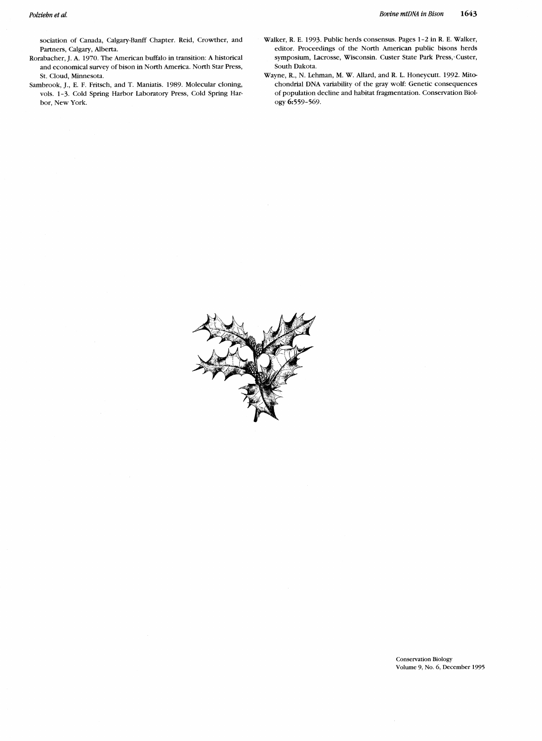sociation of Canada, Calgary-Banff Chapter. Reid, Crowther, and Partners, Calgary, Alberta.

Rorabacher, J. A. 1970. The American buffalo in transition: A historical and economical survey of bison in North America. North Star Press, St. Cloud, Minnesota.

Sambrook, J., E. F. Fritsch, and T. Maniatis. 1989. Molecular cloning, vols. 1-3. Cold Spring Harbor Laboratory Press, Cold Spring Harbor, New York.

Walker, R. E. 1993. Public herds consensus. Pages 1-2 in R. E. Walker, editor. Proceedings of the North American public bisons herds symposium, Lacrosse, Wisconsin. Custer State Park Press, Custer, South Dakota.

Wayne, R., N. Lehman, M. W. Allard, and R. L. Honeycutt. 1992. Mitochondrial DNA variability of the gray wolf: Genetic consequences of population decline and habitat fragmentation. Conservation Biology **6**:559-569.